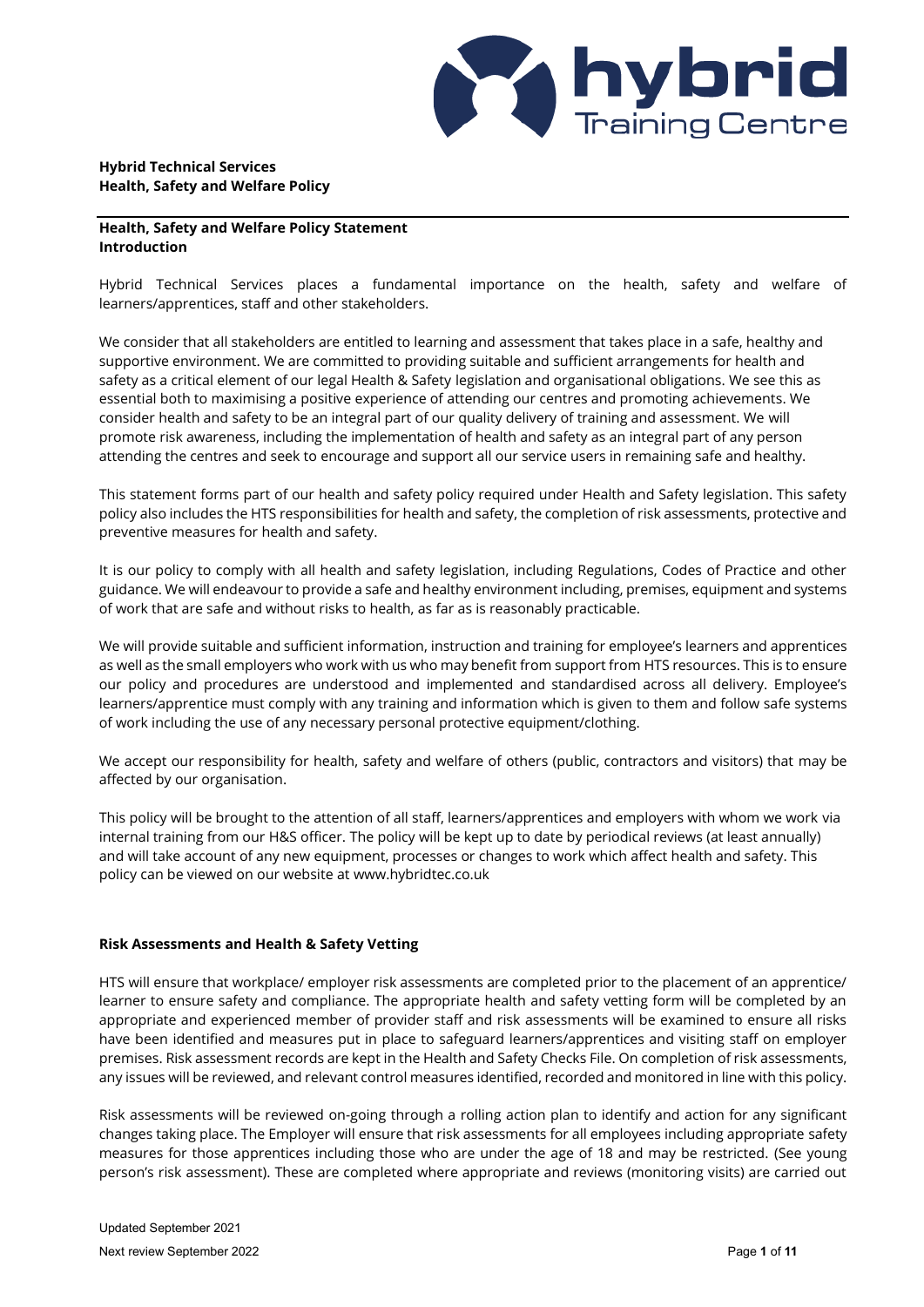**Hybrid Technical Services**
**Health, Safety and Welfare Policy**

## Health, Safety and Welfare Policy Statement

### Introduction

Hybrid Technical Services places a fundamental importance on the health, safety and welfare of learners/apprentices, staff and other stakeholders.

We consider that all stakeholders are entitled to learning and assessment that takes place in a safe, healthy and supportive environment. We are committed to providing suitable and sufficient arrangements for health and safety as a critical element of our legal Health & Safety legislation and organisational obligations. We see this as essential both to maximising a positive experience of attending our centres and promoting achievements. We consider health and safety to be an integral part of our quality delivery of training and assessment. We will promote risk awareness, including the implementation of health and safety as an integral part of any person attending the centres and seek to encourage and support all our service users in remaining safe and healthy.

This statement forms part of our health and safety policy required under Health and Safety legislation. This safety policy also includes the HTS responsibilities for health and safety, the completion of risk assessments, protective and preventive measures for health and safety.

It is our policy to comply with all health and safety legislation, including Regulations, Codes of Practice and other guidance. We will endeavour to provide a safe and healthy environment including, premises, equipment and systems of work that are safe and without risks to health, as far as is reasonably practicable.

We will provide suitable and sufficient information, instruction and training for employee's learners and apprentices as well as the small employers who work with us who may benefit from support from HTS resources. This is to ensure our policy and procedures are understood and implemented and standardised across all delivery. Employee's learners/apprentice must comply with any training and information which is given to them and follow safe systems of work including the use of any necessary personal protective equipment/clothing.

We accept our responsibility for health, safety and welfare of others (public, contractors and visitors) that may be affected by our organisation.

This policy will be brought to the attention of all staff, learners/apprentices and employers with whom we work via internal training from our H&S officer. The policy will be kept up to date by periodical reviews (at least annually) and will take account of any new equipment, processes or changes to work which affect health and safety. This policy can be viewed on our website at www.hybridtec.co.uk

### Risk Assessments and Health & Safety Vetting

HTS will ensure that workplace/ employer risk assessments are completed prior to the placement of an apprentice/ learner to ensure safety and compliance. The appropriate health and safety vetting form will be completed by an appropriate and experienced member of provider staff and risk assessments will be examined to ensure all risks have been identified and measures put in place to safeguard learners/apprentices and visiting staff on employer premises. Risk assessment records are kept in the Health and Safety Checks File. On completion of risk assessments, any issues will be reviewed, and relevant control measures identified, recorded and monitored in line with this policy.

Risk assessments will be reviewed on-going through a rolling action plan to identify and action for any significant changes taking place. The Employer will ensure that risk assessments for all employees including appropriate safety measures for those apprentices including those who are under the age of 18 and may be restricted. (See young person's risk assessment). These are completed where appropriate and reviews (monitoring visits) are carried out

Updated September 2021
Next review September 2022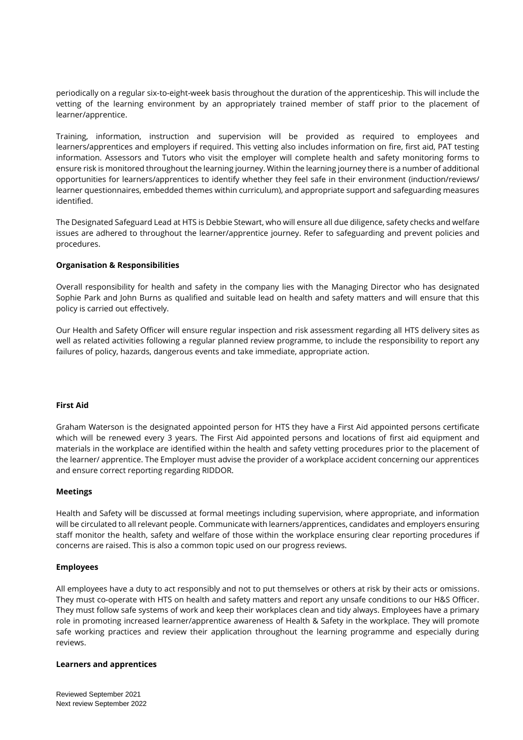periodically on a regular six-to-eight-week basis throughout the duration of the apprenticeship. This will include the vetting of the learning environment by an appropriately trained member of staff prior to the placement of learner/apprentice.

Training, information, instruction and supervision will be provided as required to employees and learners/apprentices and employers if required. This vetting also includes information on fire, first aid, PAT testing information. Assessors and Tutors who visit the employer will complete health and safety monitoring forms to ensure risk is monitored throughout the learning journey. Within the learning journey there is a number of additional opportunities for learners/apprentices to identify whether they feel safe in their environment (induction/reviews/ learner questionnaires, embedded themes within curriculum), and appropriate support and safeguarding measures identified.

The Designated Safeguard Lead at HTS is Debbie Stewart, who will ensure all due diligence, safety checks and welfare issues are adhered to throughout the learner/apprentice journey. Refer to safeguarding and prevent policies and procedures.

**Organisation & Responsibilities**

Overall responsibility for health and safety in the company lies with the Managing Director who has designated Sophie Park and John Burns as qualified and suitable lead on health and safety matters and will ensure that this policy is carried out effectively.

Our Health and Safety Officer will ensure regular inspection and risk assessment regarding all HTS delivery sites as well as related activities following a regular planned review programme, to include the responsibility to report any failures of policy, hazards, dangerous events and take immediate, appropriate action.

**First Aid**

Graham Waterson is the designated appointed person for HTS they have a First Aid appointed persons certificate which will be renewed every 3 years. The First Aid appointed persons and locations of first aid equipment and materials in the workplace are identified within the health and safety vetting procedures prior to the placement of the learner/ apprentice. The Employer must advise the provider of a workplace accident concerning our apprentices and ensure correct reporting regarding RIDDOR.

**Meetings**

Health and Safety will be discussed at formal meetings including supervision, where appropriate, and information will be circulated to all relevant people. Communicate with learners/apprentices, candidates and employers ensuring staff monitor the health, safety and welfare of those within the workplace ensuring clear reporting procedures if concerns are raised. This is also a common topic used on our progress reviews.

**Employees**

All employees have a duty to act responsibly and not to put themselves or others at risk by their acts or omissions. They must co-operate with HTS on health and safety matters and report any unsafe conditions to our H&S Officer. They must follow safe systems of work and keep their workplaces clean and tidy always. Employees have a primary role in promoting increased learner/apprentice awareness of Health & Safety in the workplace. They will promote safe working practices and review their application throughout the learning programme and especially during reviews.

**Learners and apprentices**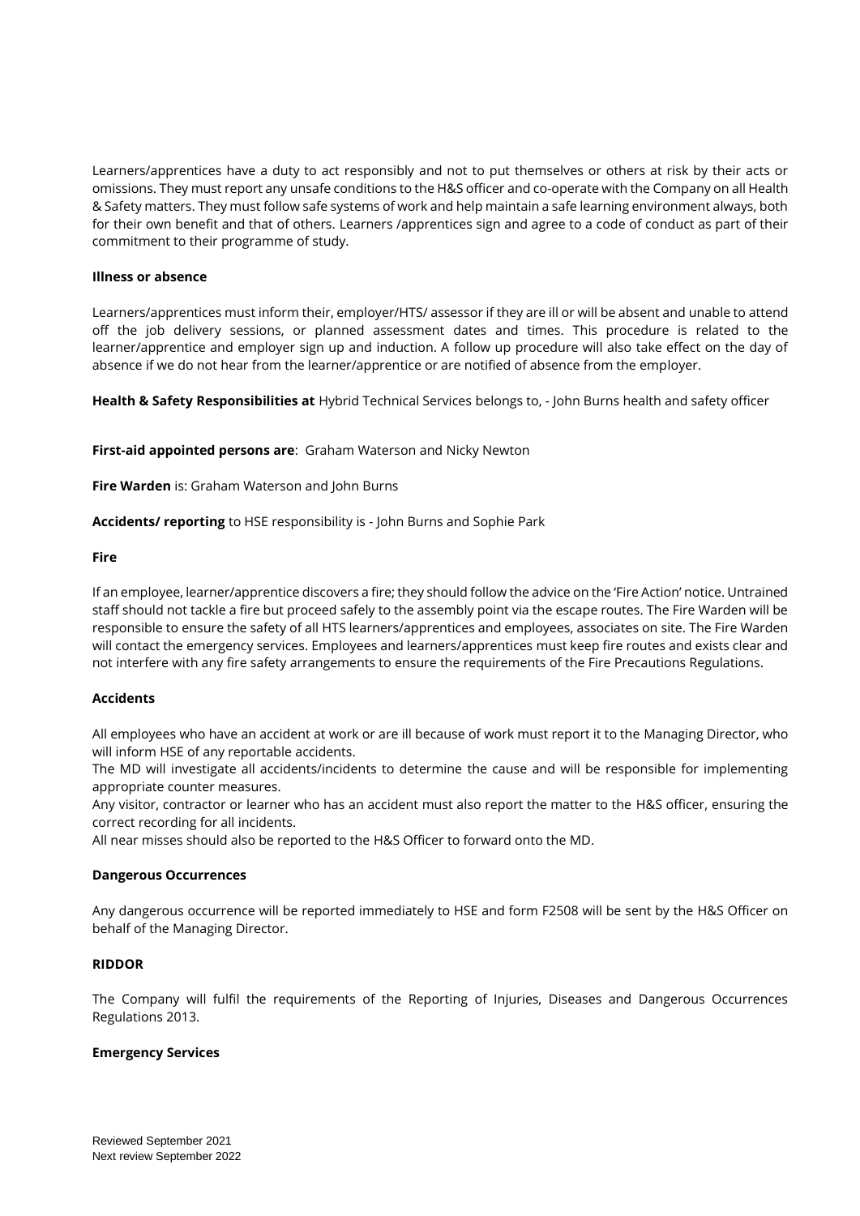Learners/apprentices have a duty to act responsibly and not to put themselves or others at risk by their acts or omissions. They must report any unsafe conditions to the H&S officer and co-operate with the Company on all Health & Safety matters. They must follow safe systems of work and help maintain a safe learning environment always, both for their own benefit and that of others. Learners /apprentices sign and agree to a code of conduct as part of their commitment to their programme of study.

**Illness or absence**

Learners/apprentices must inform their, employer/HTS/ assessor if they are ill or will be absent and unable to attend off the job delivery sessions, or planned assessment dates and times. This procedure is related to the learner/apprentice and employer sign up and induction. A follow up procedure will also take effect on the day of absence if we do not hear from the learner/apprentice or are notified of absence from the employer.

**Health & Safety Responsibilities at** Hybrid Technical Services belongs to, - John Burns health and safety officer

**First-aid appointed persons are**: Graham Waterson and Nicky Newton

**Fire Warden** is: Graham Waterson and John Burns

**Accidents/ reporting** to HSE responsibility is - John Burns and Sophie Park

**Fire**

If an employee, learner/apprentice discovers a fire; they should follow the advice on the 'Fire Action' notice. Untrained staff should not tackle a fire but proceed safely to the assembly point via the escape routes. The Fire Warden will be responsible to ensure the safety of all HTS learners/apprentices and employees, associates on site. The Fire Warden will contact the emergency services. Employees and learners/apprentices must keep fire routes and exists clear and not interfere with any fire safety arrangements to ensure the requirements of the Fire Precautions Regulations.

**Accidents**

All employees who have an accident at work or are ill because of work must report it to the Managing Director, who will inform HSE of any reportable accidents.

The MD will investigate all accidents/incidents to determine the cause and will be responsible for implementing appropriate counter measures.

Any visitor, contractor or learner who has an accident must also report the matter to the H&S officer, ensuring the correct recording for all incidents.

All near misses should also be reported to the H&S Officer to forward onto the MD.

**Dangerous Occurrences**

Any dangerous occurrence will be reported immediately to HSE and form F2508 will be sent by the H&S Officer on behalf of the Managing Director.

**RIDDOR**

The Company will fulfil the requirements of the Reporting of Injuries, Diseases and Dangerous Occurrences Regulations 2013.

**Emergency Services**

Reviewed September 2021
Next review September 2022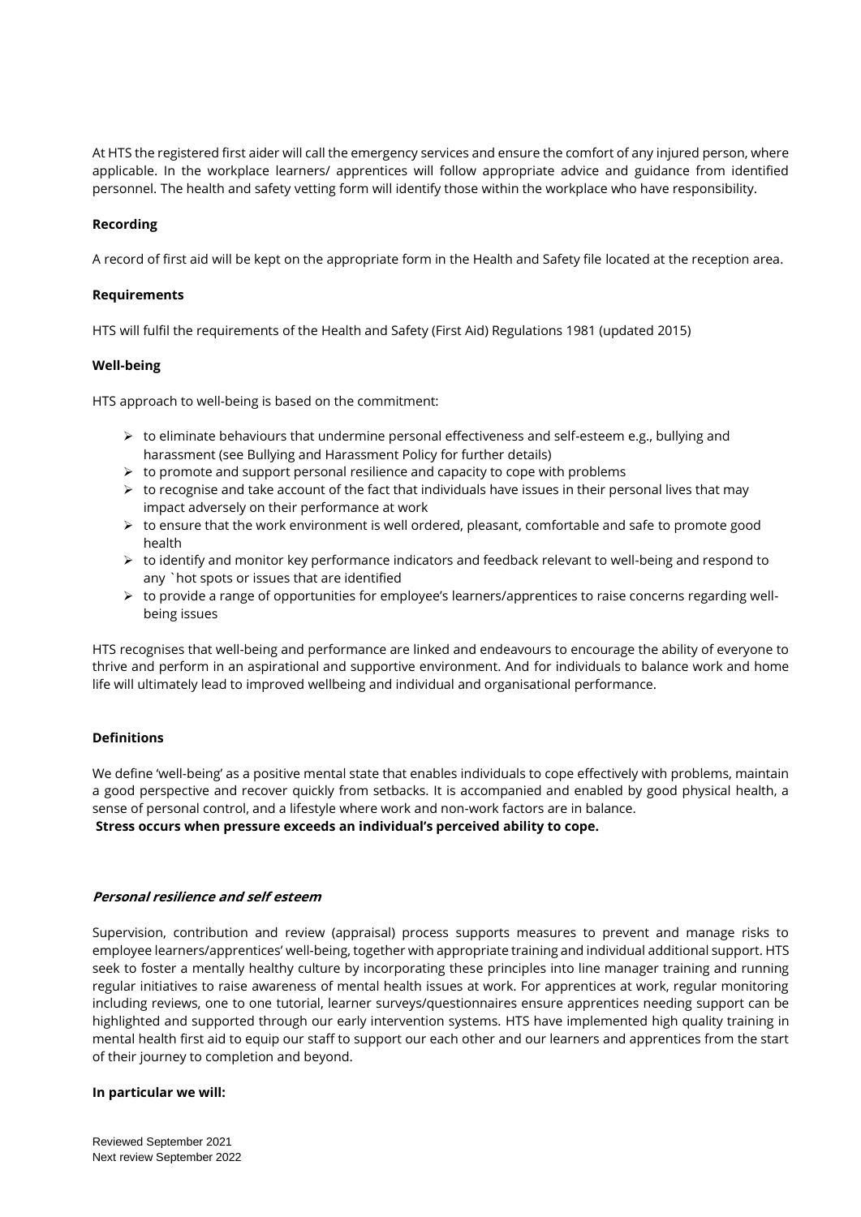At HTS the registered first aider will call the emergency services and ensure the comfort of any injured person, where applicable. In the workplace learners/ apprentices will follow appropriate advice and guidance from identified personnel. The health and safety vetting form will identify those within the workplace who have responsibility.

**Recording**

A record of first aid will be kept on the appropriate form in the Health and Safety file located at the reception area.

**Requirements**

HTS will fulfil the requirements of the Health and Safety (First Aid) Regulations 1981 (updated 2015)

**Well-being**

HTS approach to well-being is based on the commitment:

- to eliminate behaviours that undermine personal effectiveness and self-esteem e.g., bullying and harassment (see Bullying and Harassment Policy for further details)
- to promote and support personal resilience and capacity to cope with problems
- to recognise and take account of the fact that individuals have issues in their personal lives that may impact adversely on their performance at work
- to ensure that the work environment is well ordered, pleasant, comfortable and safe to promote good health
- to identify and monitor key performance indicators and feedback relevant to well-being and respond to any `hot spots or issues that are identified
- to provide a range of opportunities for employee's learners/apprentices to raise concerns regarding well-being issues

HTS recognises that well-being and performance are linked and endeavours to encourage the ability of everyone to thrive and perform in an aspirational and supportive environment. And for individuals to balance work and home life will ultimately lead to improved wellbeing and individual and organisational performance.

**Definitions**

We define 'well-being' as a positive mental state that enables individuals to cope effectively with problems, maintain a good perspective and recover quickly from setbacks. It is accompanied and enabled by good physical health, a sense of personal control, and a lifestyle where work and non-work factors are in balance.
**Stress occurs when pressure exceeds an individual's perceived ability to cope.**

***Personal resilience and self esteem***

Supervision, contribution and review (appraisal) process supports measures to prevent and manage risks to employee learners/apprentices' well-being, together with appropriate training and individual additional support. HTS seek to foster a mentally healthy culture by incorporating these principles into line manager training and running regular initiatives to raise awareness of mental health issues at work. For apprentices at work, regular monitoring including reviews, one to one tutorial, learner surveys/questionnaires ensure apprentices needing support can be highlighted and supported through our early intervention systems. HTS have implemented high quality training in mental health first aid to equip our staff to support our each other and our learners and apprentices from the start of their journey to completion and beyond.

**In particular we will:**

Reviewed September 2021
Next review September 2022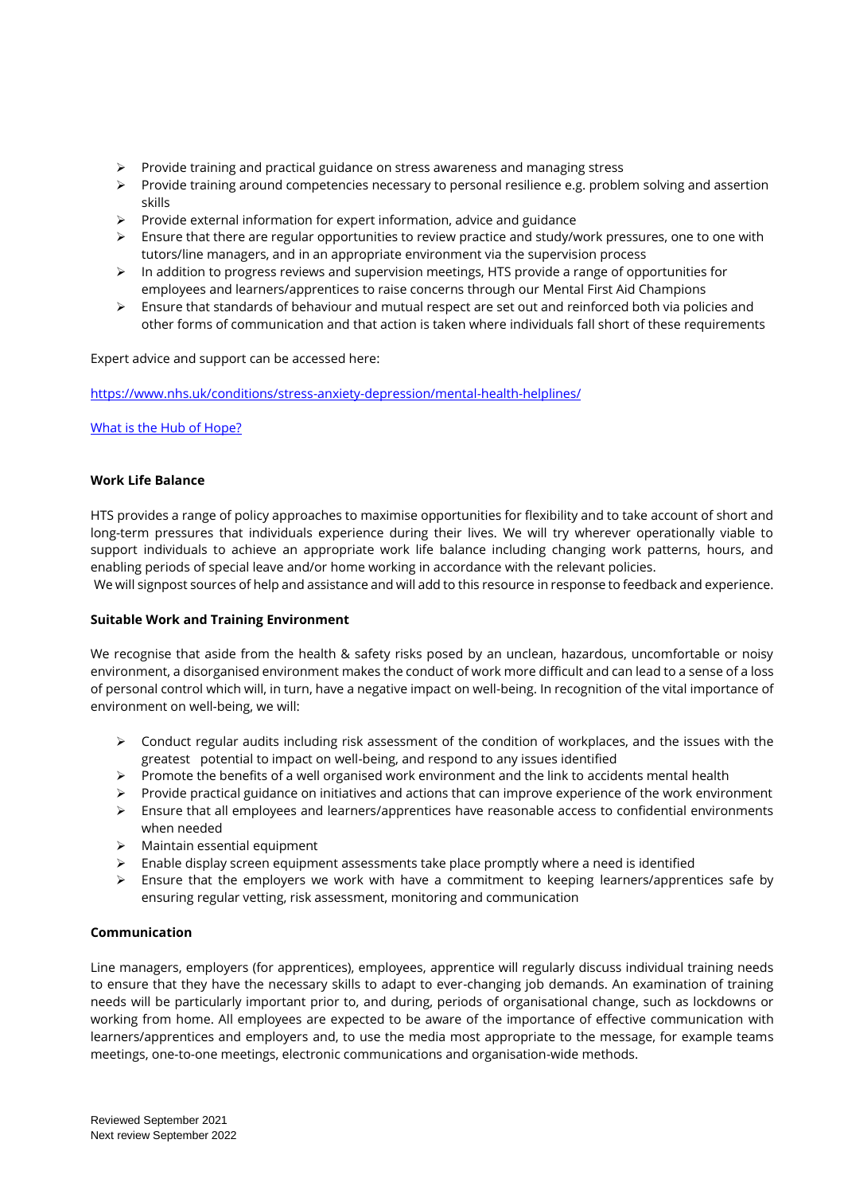- Provide training and practical guidance on stress awareness and managing stress
- Provide training around competencies necessary to personal resilience e.g. problem solving and assertion skills
- Provide external information for expert information, advice and guidance
- Ensure that there are regular opportunities to review practice and study/work pressures, one to one with tutors/line managers, and in an appropriate environment via the supervision process
- In addition to progress reviews and supervision meetings, HTS provide a range of opportunities for employees and learners/apprentices to raise concerns through our Mental First Aid Champions
- Ensure that standards of behaviour and mutual respect are set out and reinforced both via policies and other forms of communication and that action is taken where individuals fall short of these requirements

Expert advice and support can be accessed here:

https://www.nhs.uk/conditions/stress-anxiety-depression/mental-health-helplines/

What is the Hub of Hope?

**Work Life Balance**

HTS provides a range of policy approaches to maximise opportunities for flexibility and to take account of short and long-term pressures that individuals experience during their lives. We will try wherever operationally viable to support individuals to achieve an appropriate work life balance including changing work patterns, hours, and enabling periods of special leave and/or home working in accordance with the relevant policies.
We will signpost sources of help and assistance and will add to this resource in response to feedback and experience.

**Suitable Work and Training Environment**

We recognise that aside from the health & safety risks posed by an unclean, hazardous, uncomfortable or noisy environment, a disorganised environment makes the conduct of work more difficult and can lead to a sense of a loss of personal control which will, in turn, have a negative impact on well-being. In recognition of the vital importance of environment on well-being, we will:

- Conduct regular audits including risk assessment of the condition of workplaces, and the issues with the greatest potential to impact on well-being, and respond to any issues identified
- Promote the benefits of a well organised work environment and the link to accidents mental health
- Provide practical guidance on initiatives and actions that can improve experience of the work environment
- Ensure that all employees and learners/apprentices have reasonable access to confidential environments when needed
- Maintain essential equipment
- Enable display screen equipment assessments take place promptly where a need is identified
- Ensure that the employers we work with have a commitment to keeping learners/apprentices safe by ensuring regular vetting, risk assessment, monitoring and communication

**Communication**

Line managers, employers (for apprentices), employees, apprentice will regularly discuss individual training needs to ensure that they have the necessary skills to adapt to ever-changing job demands. An examination of training needs will be particularly important prior to, and during, periods of organisational change, such as lockdowns or working from home. All employees are expected to be aware of the importance of effective communication with learners/apprentices and employers and, to use the media most appropriate to the message, for example teams meetings, one-to-one meetings, electronic communications and organisation-wide methods.

Reviewed September 2021
Next review September 2022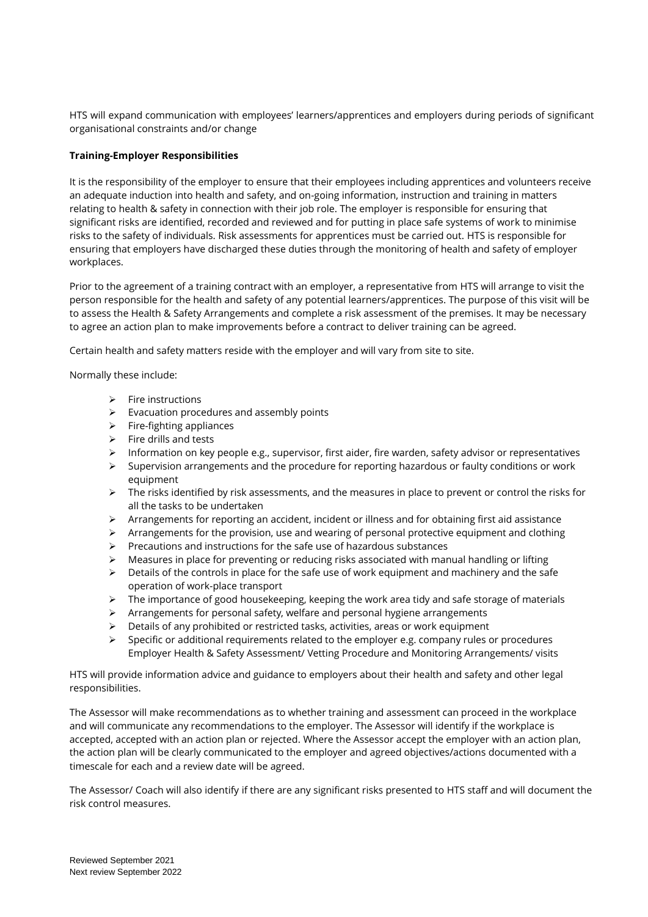HTS will expand communication with employees' learners/apprentices and employers during periods of significant organisational constraints and/or change

**Training-Employer Responsibilities**

It is the responsibility of the employer to ensure that their employees including apprentices and volunteers receive an adequate induction into health and safety, and on-going information, instruction and training in matters relating to health & safety in connection with their job role. The employer is responsible for ensuring that significant risks are identified, recorded and reviewed and for putting in place safe systems of work to minimise risks to the safety of individuals. Risk assessments for apprentices must be carried out. HTS is responsible for ensuring that employers have discharged these duties through the monitoring of health and safety of employer workplaces.

Prior to the agreement of a training contract with an employer, a representative from HTS will arrange to visit the person responsible for the health and safety of any potential learners/apprentices. The purpose of this visit will be to assess the Health & Safety Arrangements and complete a risk assessment of the premises. It may be necessary to agree an action plan to make improvements before a contract to deliver training can be agreed.

Certain health and safety matters reside with the employer and will vary from site to site.

Normally these include:

- Fire instructions
- Evacuation procedures and assembly points
- Fire-fighting appliances
- Fire drills and tests
- Information on key people e.g., supervisor, first aider, fire warden, safety advisor or representatives
- Supervision arrangements and the procedure for reporting hazardous or faulty conditions or work equipment
- The risks identified by risk assessments, and the measures in place to prevent or control the risks for all the tasks to be undertaken
- Arrangements for reporting an accident, incident or illness and for obtaining first aid assistance
- Arrangements for the provision, use and wearing of personal protective equipment and clothing
- Precautions and instructions for the safe use of hazardous substances
- Measures in place for preventing or reducing risks associated with manual handling or lifting
- Details of the controls in place for the safe use of work equipment and machinery and the safe operation of work-place transport
- The importance of good housekeeping, keeping the work area tidy and safe storage of materials
- Arrangements for personal safety, welfare and personal hygiene arrangements
- Details of any prohibited or restricted tasks, activities, areas or work equipment
- Specific or additional requirements related to the employer e.g. company rules or procedures Employer Health & Safety Assessment/ Vetting Procedure and Monitoring Arrangements/ visits

HTS will provide information advice and guidance to employers about their health and safety and other legal responsibilities.

The Assessor will make recommendations as to whether training and assessment can proceed in the workplace and will communicate any recommendations to the employer. The Assessor will identify if the workplace is accepted, accepted with an action plan or rejected. Where the Assessor accept the employer with an action plan, the action plan will be clearly communicated to the employer and agreed objectives/actions documented with a timescale for each and a review date will be agreed.

The Assessor/ Coach will also identify if there are any significant risks presented to HTS staff and will document the risk control measures.

Reviewed September 2021
Next review September 2022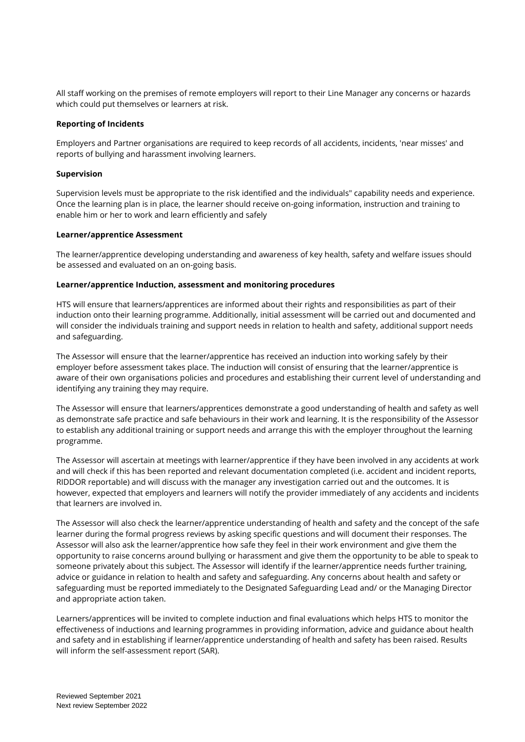All staff working on the premises of remote employers will report to their Line Manager any concerns or hazards which could put themselves or learners at risk.

**Reporting of Incidents**

Employers and Partner organisations are required to keep records of all accidents, incidents, 'near misses' and reports of bullying and harassment involving learners.

**Supervision**

Supervision levels must be appropriate to the risk identified and the individuals" capability needs and experience. Once the learning plan is in place, the learner should receive on-going information, instruction and training to enable him or her to work and learn efficiently and safely

**Learner/apprentice Assessment**

The learner/apprentice developing understanding and awareness of key health, safety and welfare issues should be assessed and evaluated on an on-going basis.

**Learner/apprentice Induction, assessment and monitoring procedures**

HTS will ensure that learners/apprentices are informed about their rights and responsibilities as part of their induction onto their learning programme. Additionally, initial assessment will be carried out and documented and will consider the individuals training and support needs in relation to health and safety, additional support needs and safeguarding.

The Assessor will ensure that the learner/apprentice has received an induction into working safely by their employer before assessment takes place. The induction will consist of ensuring that the learner/apprentice is aware of their own organisations policies and procedures and establishing their current level of understanding and identifying any training they may require.

The Assessor will ensure that learners/apprentices demonstrate a good understanding of health and safety as well as demonstrate safe practice and safe behaviours in their work and learning. It is the responsibility of the Assessor to establish any additional training or support needs and arrange this with the employer throughout the learning programme.

The Assessor will ascertain at meetings with learner/apprentice if they have been involved in any accidents at work and will check if this has been reported and relevant documentation completed (i.e. accident and incident reports, RIDDOR reportable) and will discuss with the manager any investigation carried out and the outcomes. It is however, expected that employers and learners will notify the provider immediately of any accidents and incidents that learners are involved in.

The Assessor will also check the learner/apprentice understanding of health and safety and the concept of the safe learner during the formal progress reviews by asking specific questions and will document their responses. The Assessor will also ask the learner/apprentice how safe they feel in their work environment and give them the opportunity to raise concerns around bullying or harassment and give them the opportunity to be able to speak to someone privately about this subject. The Assessor will identify if the learner/apprentice needs further training, advice or guidance in relation to health and safety and safeguarding. Any concerns about health and safety or safeguarding must be reported immediately to the Designated Safeguarding Lead and/ or the Managing Director and appropriate action taken.

Learners/apprentices will be invited to complete induction and final evaluations which helps HTS to monitor the effectiveness of inductions and learning programmes in providing information, advice and guidance about health and safety and in establishing if learner/apprentice understanding of health and safety has been raised. Results will inform the self-assessment report (SAR).

Reviewed September 2021
Next review September 2022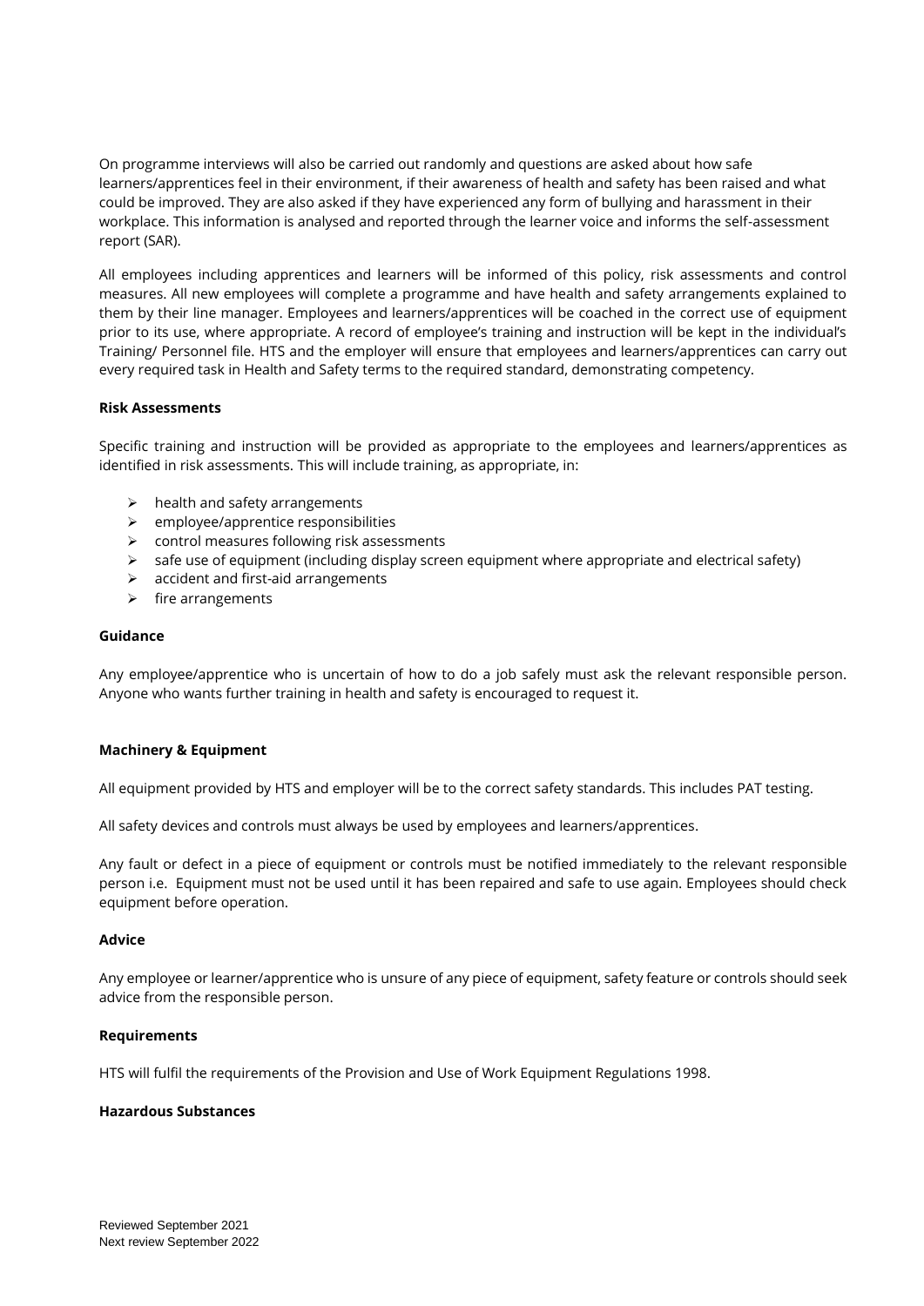On programme interviews will also be carried out randomly and questions are asked about how safe learners/apprentices feel in their environment, if their awareness of health and safety has been raised and what could be improved. They are also asked if they have experienced any form of bullying and harassment in their workplace. This information is analysed and reported through the learner voice and informs the self-assessment report (SAR).

All employees including apprentices and learners will be informed of this policy, risk assessments and control measures. All new employees will complete a programme and have health and safety arrangements explained to them by their line manager. Employees and learners/apprentices will be coached in the correct use of equipment prior to its use, where appropriate. A record of employee's training and instruction will be kept in the individual's Training/ Personnel file. HTS and the employer will ensure that employees and learners/apprentices can carry out every required task in Health and Safety terms to the required standard, demonstrating competency.

**Risk Assessments**

Specific training and instruction will be provided as appropriate to the employees and learners/apprentices as identified in risk assessments. This will include training, as appropriate, in:

- health and safety arrangements
- employee/apprentice responsibilities
- control measures following risk assessments
- safe use of equipment (including display screen equipment where appropriate and electrical safety)
- accident and first-aid arrangements
- fire arrangements

**Guidance**

Any employee/apprentice who is uncertain of how to do a job safely must ask the relevant responsible person. Anyone who wants further training in health and safety is encouraged to request it.

**Machinery & Equipment**

All equipment provided by HTS and employer will be to the correct safety standards. This includes PAT testing.

All safety devices and controls must always be used by employees and learners/apprentices.

Any fault or defect in a piece of equipment or controls must be notified immediately to the relevant responsible person i.e. Equipment must not be used until it has been repaired and safe to use again. Employees should check equipment before operation.

**Advice**

Any employee or learner/apprentice who is unsure of any piece of equipment, safety feature or controls should seek advice from the responsible person.

**Requirements**

HTS will fulfil the requirements of the Provision and Use of Work Equipment Regulations 1998.

**Hazardous Substances**

Reviewed September 2021
Next review September 2022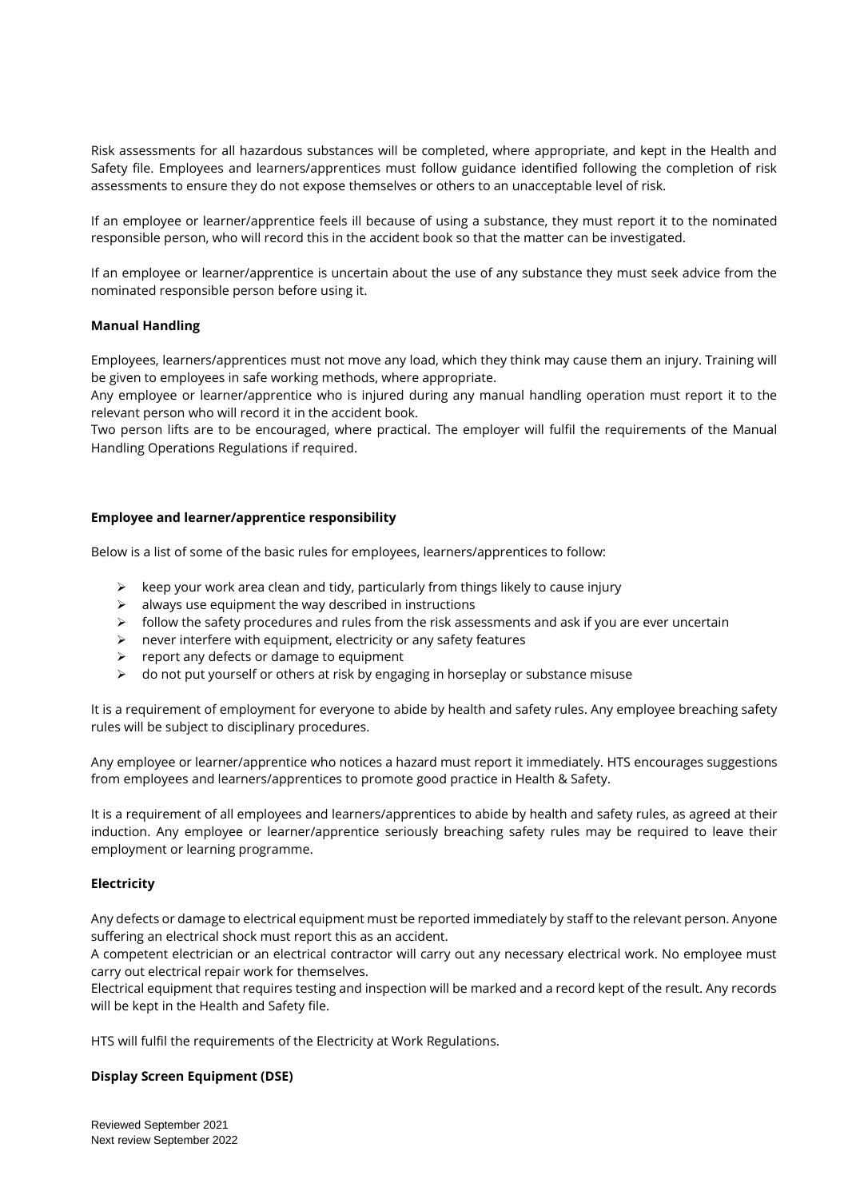Risk assessments for all hazardous substances will be completed, where appropriate, and kept in the Health and Safety file. Employees and learners/apprentices must follow guidance identified following the completion of risk assessments to ensure they do not expose themselves or others to an unacceptable level of risk.

If an employee or learner/apprentice feels ill because of using a substance, they must report it to the nominated responsible person, who will record this in the accident book so that the matter can be investigated.

If an employee or learner/apprentice is uncertain about the use of any substance they must seek advice from the nominated responsible person before using it.

**Manual Handling**

Employees, learners/apprentices must not move any load, which they think may cause them an injury. Training will be given to employees in safe working methods, where appropriate.
Any employee or learner/apprentice who is injured during any manual handling operation must report it to the relevant person who will record it in the accident book.
Two person lifts are to be encouraged, where practical. The employer will fulfil the requirements of the Manual Handling Operations Regulations if required.

**Employee and learner/apprentice responsibility**

Below is a list of some of the basic rules for employees, learners/apprentices to follow:

- keep your work area clean and tidy, particularly from things likely to cause injury
- always use equipment the way described in instructions
- follow the safety procedures and rules from the risk assessments and ask if you are ever uncertain
- never interfere with equipment, electricity or any safety features
- report any defects or damage to equipment
- do not put yourself or others at risk by engaging in horseplay or substance misuse

It is a requirement of employment for everyone to abide by health and safety rules. Any employee breaching safety rules will be subject to disciplinary procedures.

Any employee or learner/apprentice who notices a hazard must report it immediately. HTS encourages suggestions from employees and learners/apprentices to promote good practice in Health & Safety.

It is a requirement of all employees and learners/apprentices to abide by health and safety rules, as agreed at their induction. Any employee or learner/apprentice seriously breaching safety rules may be required to leave their employment or learning programme.

**Electricity**

Any defects or damage to electrical equipment must be reported immediately by staff to the relevant person. Anyone suffering an electrical shock must report this as an accident.
A competent electrician or an electrical contractor will carry out any necessary electrical work. No employee must carry out electrical repair work for themselves.
Electrical equipment that requires testing and inspection will be marked and a record kept of the result. Any records will be kept in the Health and Safety file.

HTS will fulfil the requirements of the Electricity at Work Regulations.

**Display Screen Equipment (DSE)**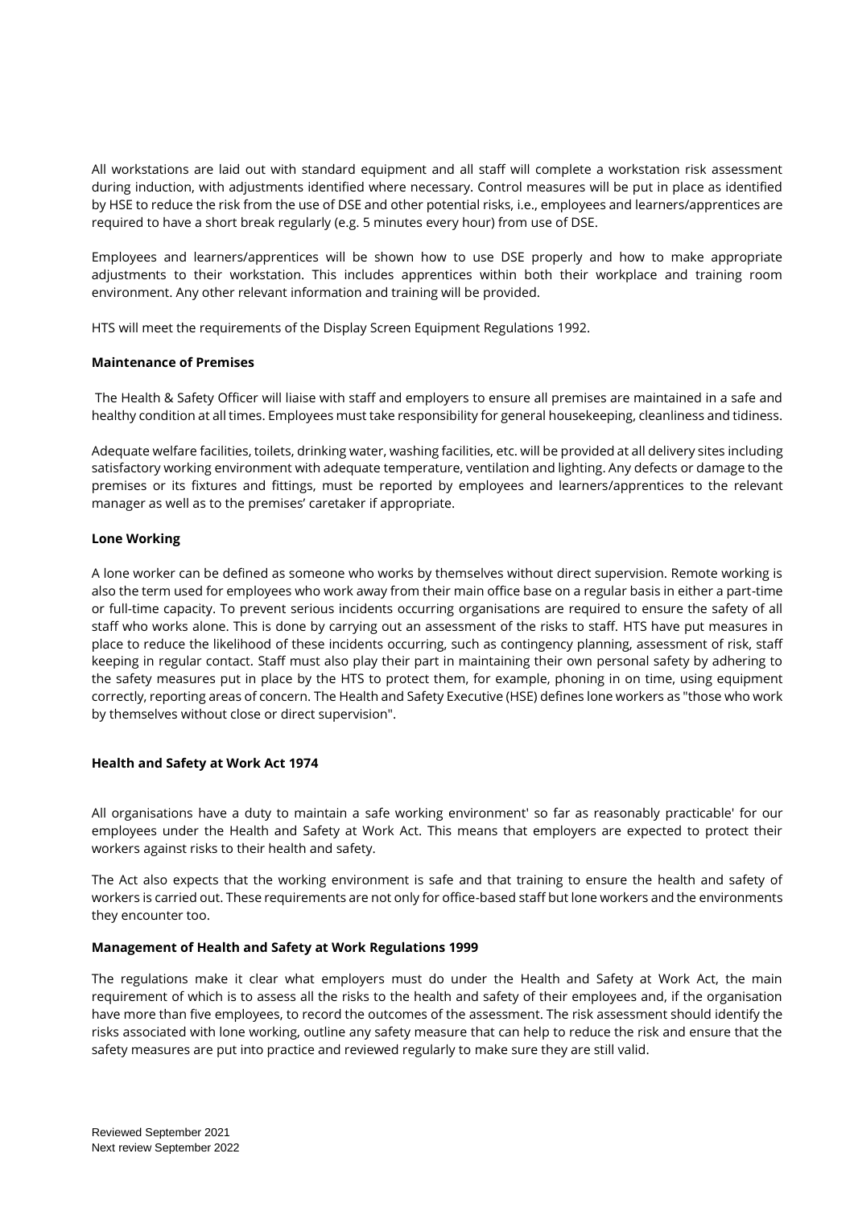All workstations are laid out with standard equipment and all staff will complete a workstation risk assessment during induction, with adjustments identified where necessary. Control measures will be put in place as identified by HSE to reduce the risk from the use of DSE and other potential risks, i.e., employees and learners/apprentices are required to have a short break regularly (e.g. 5 minutes every hour) from use of DSE.

Employees and learners/apprentices will be shown how to use DSE properly and how to make appropriate adjustments to their workstation. This includes apprentices within both their workplace and training room environment. Any other relevant information and training will be provided.

HTS will meet the requirements of the Display Screen Equipment Regulations 1992.

**Maintenance of Premises**

The Health & Safety Officer will liaise with staff and employers to ensure all premises are maintained in a safe and healthy condition at all times. Employees must take responsibility for general housekeeping, cleanliness and tidiness.

Adequate welfare facilities, toilets, drinking water, washing facilities, etc. will be provided at all delivery sites including satisfactory working environment with adequate temperature, ventilation and lighting. Any defects or damage to the premises or its fixtures and fittings, must be reported by employees and learners/apprentices to the relevant manager as well as to the premises' caretaker if appropriate.

**Lone Working**

A lone worker can be defined as someone who works by themselves without direct supervision. Remote working is also the term used for employees who work away from their main office base on a regular basis in either a part-time or full-time capacity. To prevent serious incidents occurring organisations are required to ensure the safety of all staff who works alone. This is done by carrying out an assessment of the risks to staff. HTS have put measures in place to reduce the likelihood of these incidents occurring, such as contingency planning, assessment of risk, staff keeping in regular contact. Staff must also play their part in maintaining their own personal safety by adhering to the safety measures put in place by the HTS to protect them, for example, phoning in on time, using equipment correctly, reporting areas of concern. The Health and Safety Executive (HSE) defines lone workers as "those who work by themselves without close or direct supervision".

**Health and Safety at Work Act 1974**

All organisations have a duty to maintain a safe working environment' so far as reasonably practicable' for our employees under the Health and Safety at Work Act. This means that employers are expected to protect their workers against risks to their health and safety.

The Act also expects that the working environment is safe and that training to ensure the health and safety of workers is carried out. These requirements are not only for office-based staff but lone workers and the environments they encounter too.

**Management of Health and Safety at Work Regulations 1999**

The regulations make it clear what employers must do under the Health and Safety at Work Act, the main requirement of which is to assess all the risks to the health and safety of their employees and, if the organisation have more than five employees, to record the outcomes of the assessment. The risk assessment should identify the risks associated with lone working, outline any safety measure that can help to reduce the risk and ensure that the safety measures are put into practice and reviewed regularly to make sure they are still valid.

Reviewed September 2021
Next review September 2022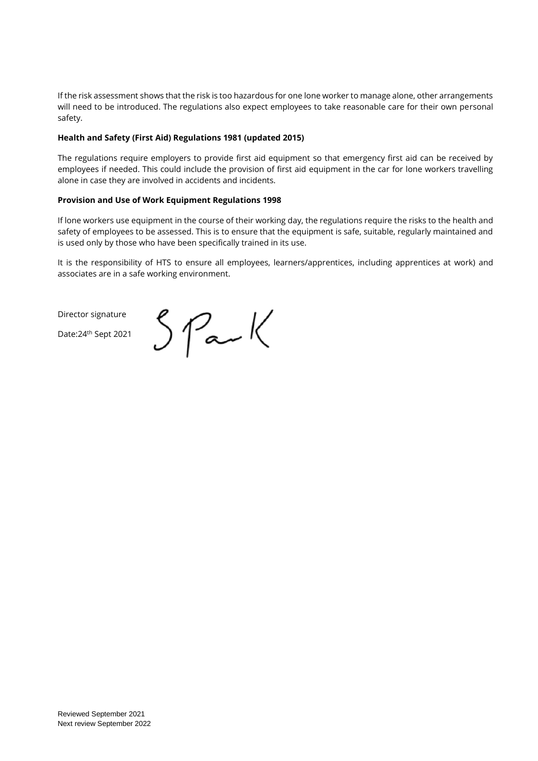If the risk assessment shows that the risk is too hazardous for one lone worker to manage alone, other arrangements will need to be introduced. The regulations also expect employees to take reasonable care for their own personal safety.

**Health and Safety (First Aid) Regulations 1981 (updated 2015)**

The regulations require employers to provide first aid equipment so that emergency first aid can be received by employees if needed. This could include the provision of first aid equipment in the car for lone workers travelling alone in case they are involved in accidents and incidents.

**Provision and Use of Work Equipment Regulations 1998**

If lone workers use equipment in the course of their working day, the regulations require the risks to the health and safety of employees to be assessed. This is to ensure that the equipment is safe, suitable, regularly maintained and is used only by those who have been specifically trained in its use.

It is the responsibility of HTS to ensure all employees, learners/apprentices, including apprentices at work) and associates are in a safe working environment.

Director signature

Date:24th Sept 2021

Reviewed September 2021
Next review September 2022